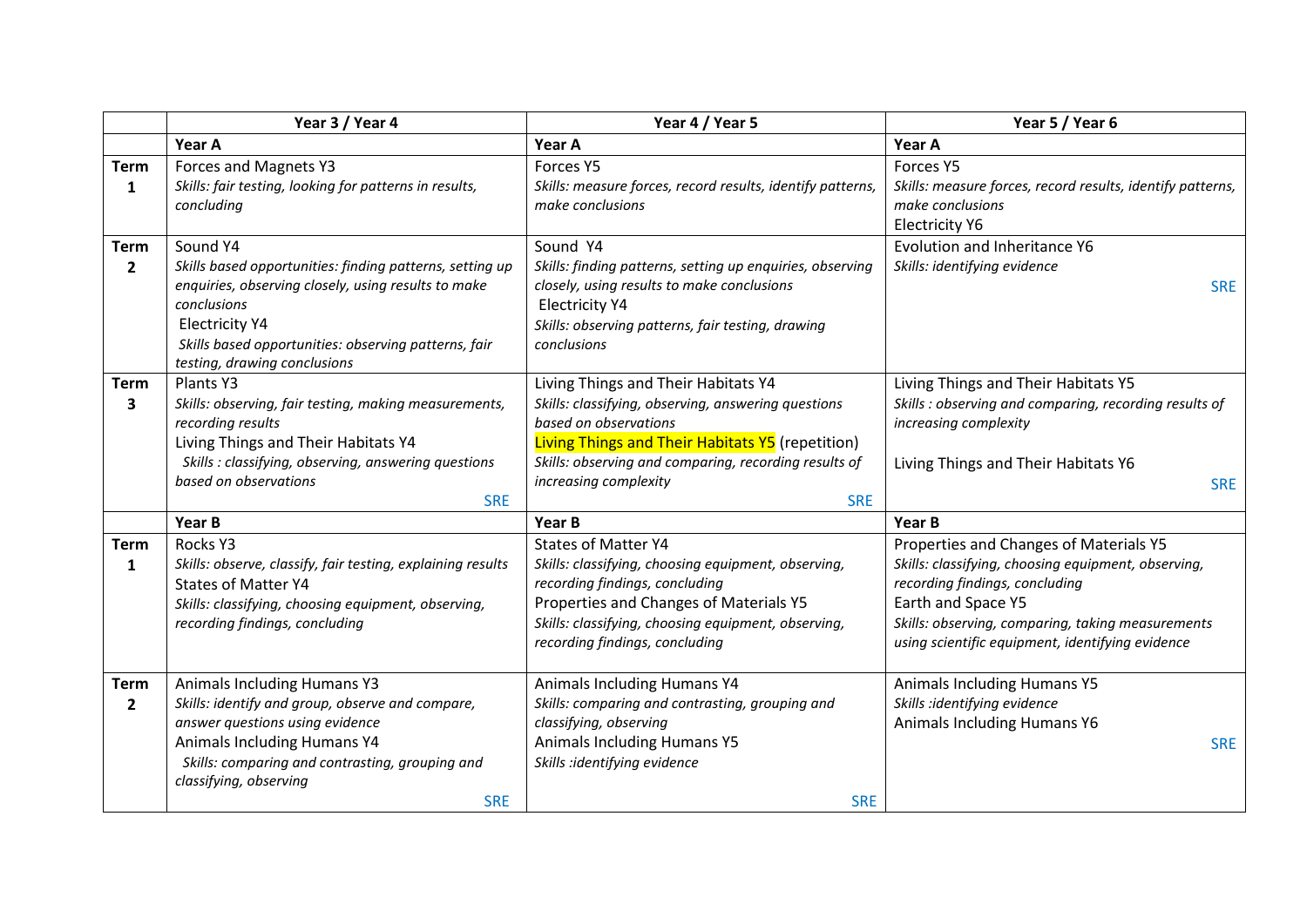| | Year 3 / Year 4 | Year 4 / Year 5 | Year 5 / Year 6 |
|---|---|---|---|
| | **Year A** | **Year A** | **Year A** |
| **Term 1** | Forces and Magnets Y3<br>*Skills: fair testing, looking for patterns in results, concluding* | Forces Y5<br>*Skills: measure forces, record results, identify patterns, make conclusions* | Forces Y5<br>*Skills: measure forces, record results, identify patterns, make conclusions*<br>Electricity Y6 |
| **Term 2** | Sound Y4<br>*Skills based opportunities: finding patterns, setting up enquiries, observing closely, using results to make conclusions*<br>Electricity Y4<br>*Skills based opportunities: observing patterns, fair testing, drawing conclusions* | Sound Y4<br>*Skills: finding patterns, setting up enquiries, observing closely, using results to make conclusions*<br>Electricity Y4<br>*Skills: observing patterns, fair testing, drawing conclusions* | Evolution and Inheritance Y6<br>*Skills: identifying evidence*<br>SRE |
| **Term 3** | Plants Y3<br>*Skills: observing, fair testing, making measurements, recording results*<br>Living Things and Their Habitats Y4<br>*Skills : classifying, observing, answering questions based on observations*<br>SRE | Living Things and Their Habitats Y4<br>*Skills: classifying, observing, answering questions based on observations*<br>Living Things and Their Habitats Y5 (repetition)<br>*Skills: observing and comparing, recording results of increasing complexity*<br>SRE | Living Things and Their Habitats Y5<br>*Skills : observing and comparing, recording results of increasing complexity*<br>Living Things and Their Habitats Y6<br>SRE |
| | **Year B** | **Year B** | **Year B** |
| **Term 1** | Rocks Y3<br>*Skills: observe, classify, fair testing, explaining results*<br>States of Matter Y4<br>*Skills: classifying, choosing equipment, observing, recording findings, concluding* | States of Matter Y4<br>*Skills: classifying, choosing equipment, observing, recording findings, concluding*<br>Properties and Changes of Materials Y5<br>*Skills: classifying, choosing equipment, observing, recording findings, concluding* | Properties and Changes of Materials Y5<br>*Skills: classifying, choosing equipment, observing, recording findings, concluding*<br>Earth and Space Y5<br>*Skills: observing, comparing, taking measurements using scientific equipment, identifying evidence* |
| **Term 2** | Animals Including Humans Y3<br>*Skills: identify and group, observe and compare, answer questions using evidence*<br>Animals Including Humans Y4<br>*Skills: comparing and contrasting, grouping and classifying, observing*<br>SRE | Animals Including Humans Y4<br>*Skills: comparing and contrasting, grouping and classifying, observing*<br>Animals Including Humans Y5<br>*Skills :identifying evidence*<br>SRE | Animals Including Humans Y5<br>*Skills :identifying evidence*<br>Animals Including Humans Y6<br>SRE |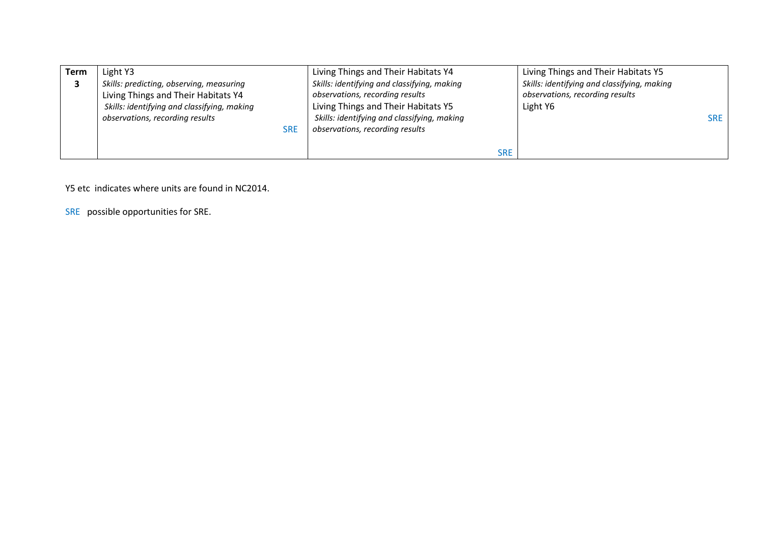| | | | |
|---|---|---|---|
| **Term 3** | Light Y3<br>*Skills: predicting, observing, measuring*<br>Living Things and Their Habitats Y4<br>*Skills: identifying and classifying, making observations, recording results*<br>SRE | Living Things and Their Habitats Y4<br>*Skills: identifying and classifying, making observations, recording results*<br>Living Things and Their Habitats Y5<br>*Skills: identifying and classifying, making observations, recording results*<br>SRE | Living Things and Their Habitats Y5<br>*Skills: identifying and classifying, making observations, recording results*<br>Light Y6<br>SRE |

Y5 etc indicates where units are found in NC2014.

SRE possible opportunities for SRE.